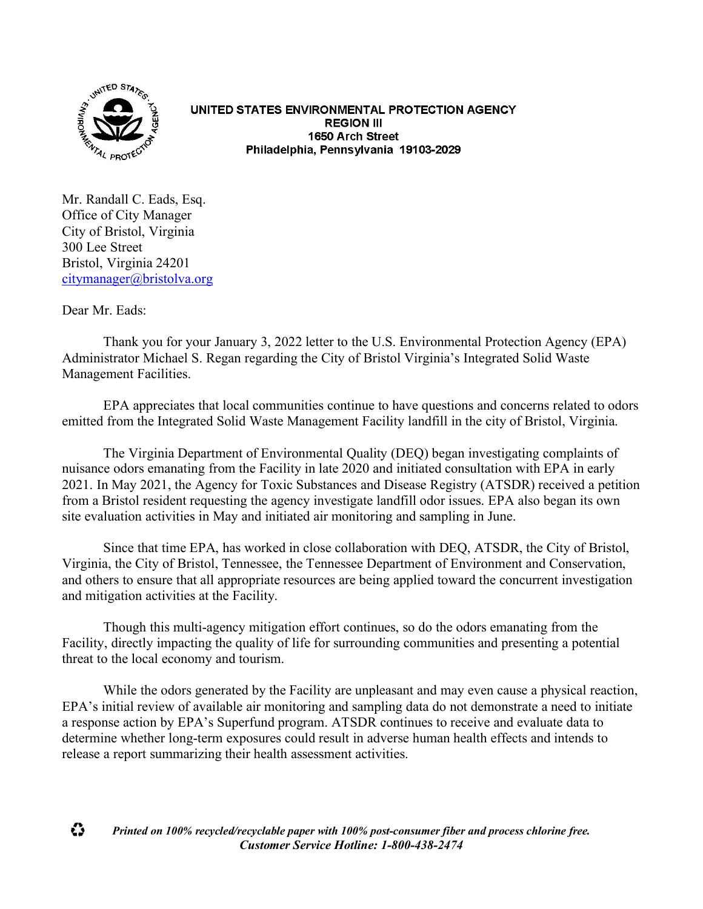**UNITED STATES ENVIRONMENTAL PROTECTION AGENCY**
**REGION III**
**1650 Arch Street**
**Philadelphia, Pennsylvania 19103-2029**

Mr. Randall C. Eads, Esq.
Office of City Manager
City of Bristol, Virginia
300 Lee Street
Bristol, Virginia 24201
citymanager@bristolva.org

Dear Mr. Eads:

Thank you for your January 3, 2022 letter to the U.S. Environmental Protection Agency (EPA) Administrator Michael S. Regan regarding the City of Bristol Virginia's Integrated Solid Waste Management Facilities.

EPA appreciates that local communities continue to have questions and concerns related to odors emitted from the Integrated Solid Waste Management Facility landfill in the city of Bristol, Virginia.

The Virginia Department of Environmental Quality (DEQ) began investigating complaints of nuisance odors emanating from the Facility in late 2020 and initiated consultation with EPA in early 2021. In May 2021, the Agency for Toxic Substances and Disease Registry (ATSDR) received a petition from a Bristol resident requesting the agency investigate landfill odor issues. EPA also began its own site evaluation activities in May and initiated air monitoring and sampling in June.

Since that time EPA, has worked in close collaboration with DEQ, ATSDR, the City of Bristol, Virginia, the City of Bristol, Tennessee, the Tennessee Department of Environment and Conservation, and others to ensure that all appropriate resources are being applied toward the concurrent investigation and mitigation activities at the Facility.

Though this multi-agency mitigation effort continues, so do the odors emanating from the Facility, directly impacting the quality of life for surrounding communities and presenting a potential threat to the local economy and tourism.

While the odors generated by the Facility are unpleasant and may even cause a physical reaction, EPA's initial review of available air monitoring and sampling data do not demonstrate a need to initiate a response action by EPA's Superfund program. ATSDR continues to receive and evaluate data to determine whether long-term exposures could result in adverse human health effects and intends to release a report summarizing their health assessment activities.

*Printed on 100% recycled/recyclable paper with 100% post-consumer fiber and process chlorine free.*
*Customer Service Hotline: 1-800-438-2474*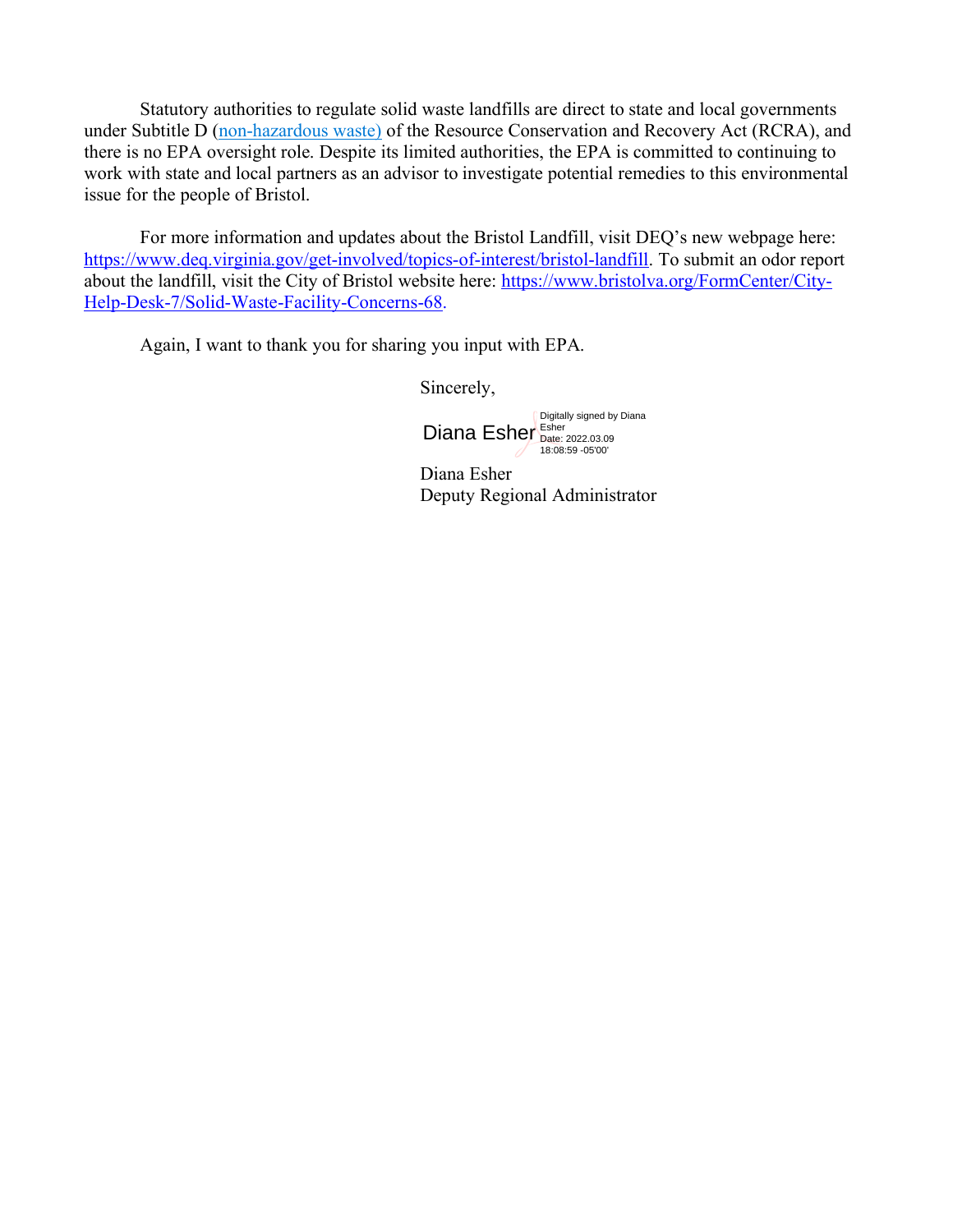Statutory authorities to regulate solid waste landfills are direct to state and local governments under Subtitle D (non-hazardous waste) of the Resource Conservation and Recovery Act (RCRA), and there is no EPA oversight role. Despite its limited authorities, the EPA is committed to continuing to work with state and local partners as an advisor to investigate potential remedies to this environmental issue for the people of Bristol.

For more information and updates about the Bristol Landfill, visit DEQ's new webpage here: https://www.deq.virginia.gov/get-involved/topics-of-interest/bristol-landfill. To submit an odor report about the landfill, visit the City of Bristol website here: https://www.bristolva.org/FormCenter/City-Help-Desk-7/Solid-Waste-Facility-Concerns-68.

Again, I want to thank you for sharing you input with EPA.

Sincerely,

Diana Esher
Digitally signed by Diana Esher
Date: 2022.03.09 18:08:59 -05'00'

Diana Esher
Deputy Regional Administrator